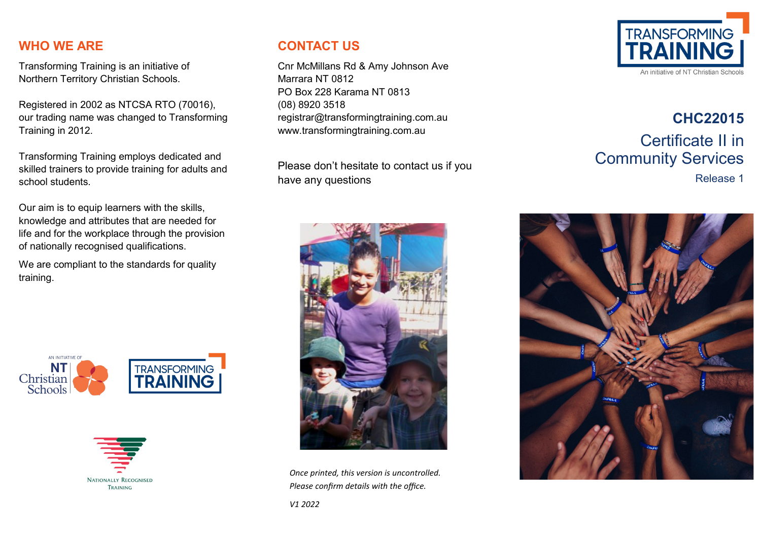## WHO WE ARE

Transforming Training is an initiative of Northern Territory Christian Schools.

Registered in 2002 as NTCSA RTO (70016), our trading name was changed to Transforming Training in 2012.

Transforming Training employs dedicated and skilled trainers to provide training for adults and school students.

Our aim is to equip learners with the skills, knowledge and attributes that are needed for life and for the workplace through the provision of nationally recognised qualifications.

We are compliant to the standards for quality training.

## CONTACT US

Cnr McMillans Rd & Amy Johnson Ave
Marrara NT 0812
PO Box 228 Karama NT 0813
(08) 8920 3518
registrar@transformingtraining.com.au
www.transformingtraining.com.au

Please don't hesitate to contact us if you have any questions

*Once printed, this version is uncontrolled.*
*Please confirm details with the office.*

*V1 2022*

TRANSFORMING TRAINING
An initiative of NT Christian Schools

**CHC22015**

# Certificate II in Community Services

Release 1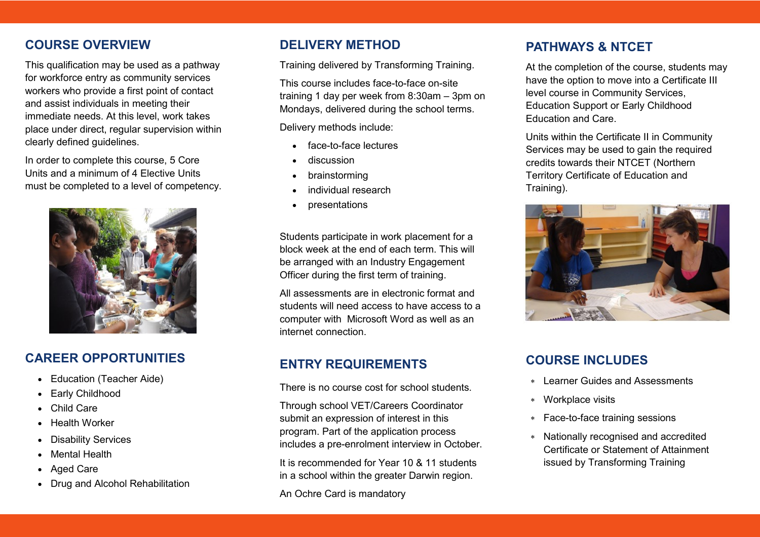## COURSE OVERVIEW

This qualification may be used as a pathway for workforce entry as community services workers who provide a first point of contact and assist individuals in meeting their immediate needs. At this level, work takes place under direct, regular supervision within clearly defined guidelines.

In order to complete this course, 5 Core Units and a minimum of 4 Elective Units must be completed to a level of competency.

## CAREER OPPORTUNITIES

- Education (Teacher Aide)
- Early Childhood
- Child Care
- Health Worker
- Disability Services
- Mental Health
- Aged Care
- Drug and Alcohol Rehabilitation

## DELIVERY METHOD

Training delivered by Transforming Training.

This course includes face-to-face on-site training 1 day per week from 8:30am – 3pm on Mondays, delivered during the school terms.

Delivery methods include:

- face-to-face lectures
- discussion
- brainstorming
- individual research
- presentations

Students participate in work placement for a block week at the end of each term. This will be arranged with an Industry Engagement Officer during the first term of training.

All assessments are in electronic format and students will need access to have access to a computer with Microsoft Word as well as an internet connection.

## ENTRY REQUIREMENTS

There is no course cost for school students.

Through school VET/Careers Coordinator submit an expression of interest in this program. Part of the application process includes a pre-enrolment interview in October.

It is recommended for Year 10 & 11 students in a school within the greater Darwin region.

An Ochre Card is mandatory

## PATHWAYS & NTCET

At the completion of the course, students may have the option to move into a Certificate III level course in Community Services, Education Support or Early Childhood Education and Care.

Units within the Certificate II in Community Services may be used to gain the required credits towards their NTCET (Northern Territory Certificate of Education and Training).

## COURSE INCLUDES

- Learner Guides and Assessments
- Workplace visits
- Face-to-face training sessions
- Nationally recognised and accredited Certificate or Statement of Attainment issued by Transforming Training